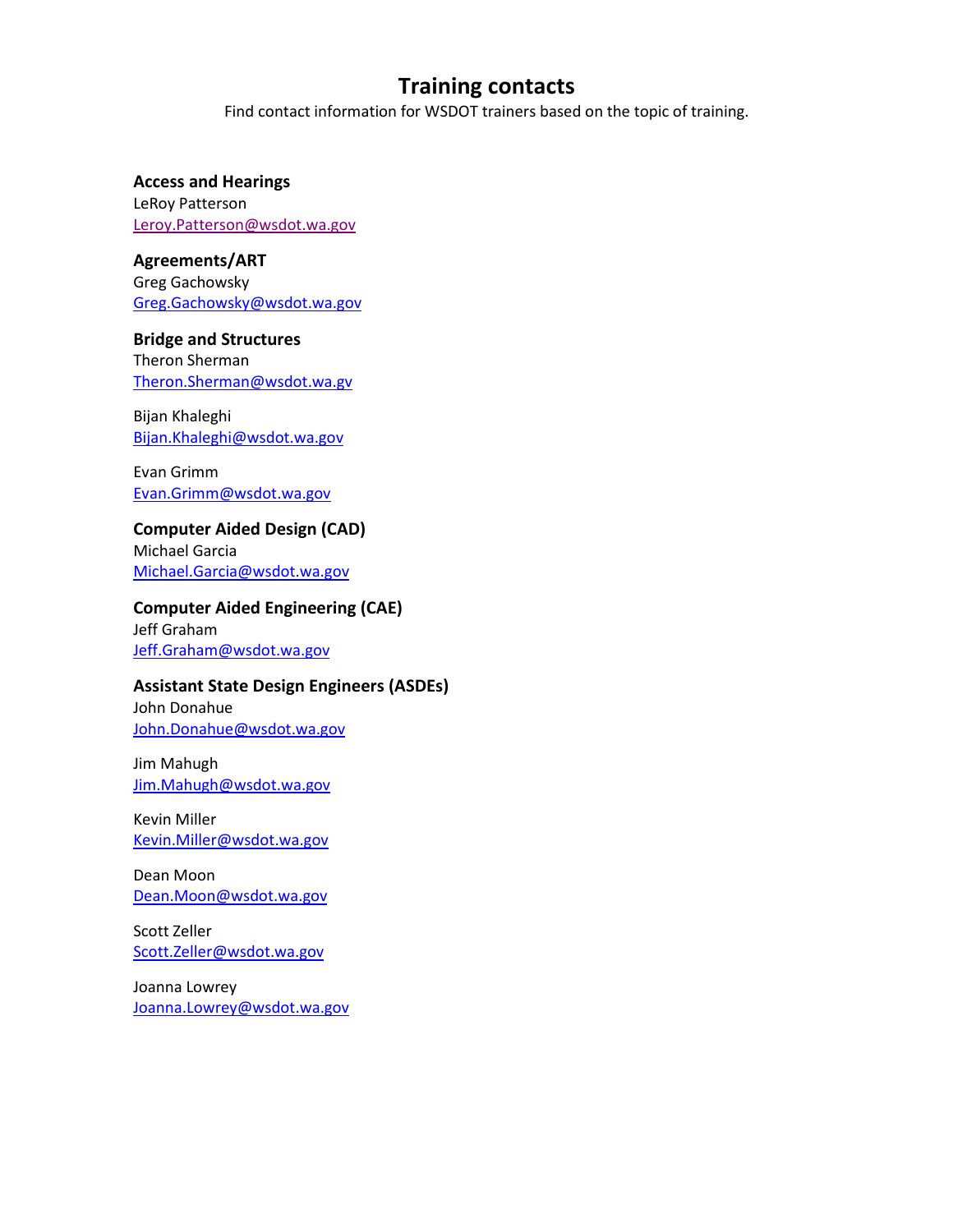# Training contacts

Find contact information for WSDOT trainers based on the topic of training.

**Access and Hearings**
LeRoy Patterson
Leroy.Patterson@wsdot.wa.gov

**Agreements/ART**
Greg Gachowsky
Greg.Gachowsky@wsdot.wa.gov

**Bridge and Structures**
Theron Sherman
Theron.Sherman@wsdot.wa.gv

Bijan Khaleghi
Bijan.Khaleghi@wsdot.wa.gov

Evan Grimm
Evan.Grimm@wsdot.wa.gov

**Computer Aided Design (CAD)**
Michael Garcia
Michael.Garcia@wsdot.wa.gov

**Computer Aided Engineering (CAE)**
Jeff Graham
Jeff.Graham@wsdot.wa.gov

**Assistant State Design Engineers (ASDEs)**
John Donahue
John.Donahue@wsdot.wa.gov

Jim Mahugh
Jim.Mahugh@wsdot.wa.gov

Kevin Miller
Kevin.Miller@wsdot.wa.gov

Dean Moon
Dean.Moon@wsdot.wa.gov

Scott Zeller
Scott.Zeller@wsdot.wa.gov

Joanna Lowrey
Joanna.Lowrey@wsdot.wa.gov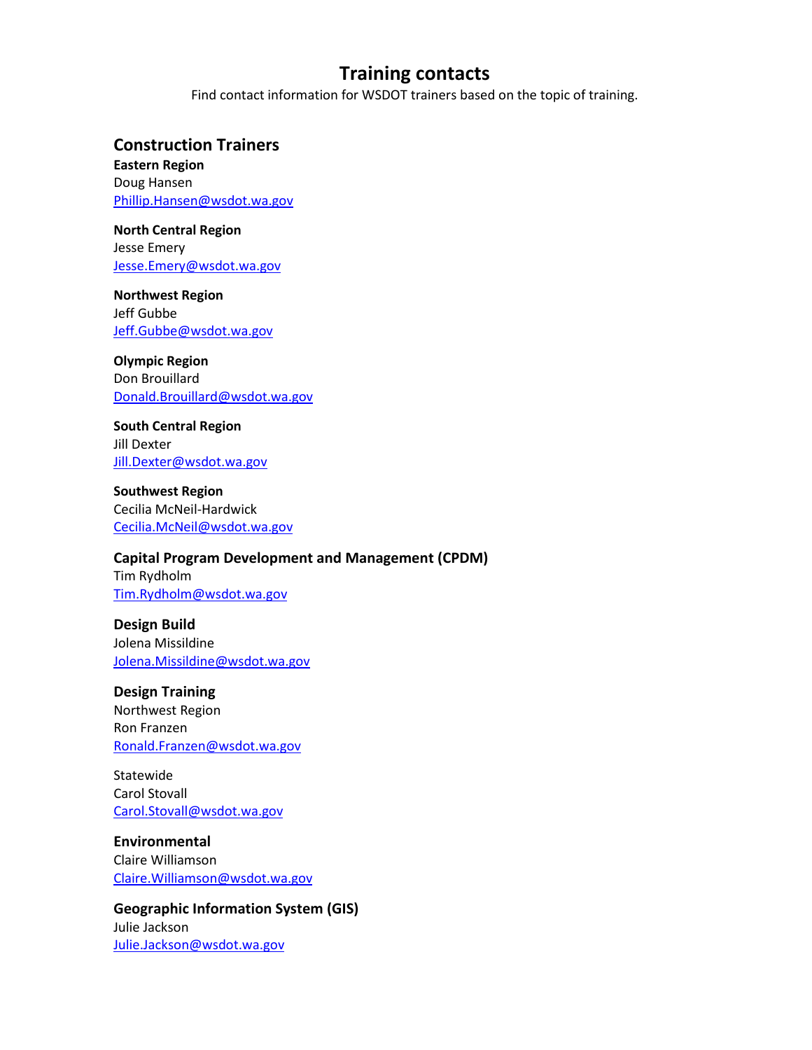# Training contacts

Find contact information for WSDOT trainers based on the topic of training.

## Construction Trainers

**Eastern Region**
Doug Hansen
Phillip.Hansen@wsdot.wa.gov

**North Central Region**
Jesse Emery
Jesse.Emery@wsdot.wa.gov

**Northwest Region**
Jeff Gubbe
Jeff.Gubbe@wsdot.wa.gov

**Olympic Region**
Don Brouillard
Donald.Brouillard@wsdot.wa.gov

**South Central Region**
Jill Dexter
Jill.Dexter@wsdot.wa.gov

**Southwest Region**
Cecilia McNeil-Hardwick
Cecilia.McNeil@wsdot.wa.gov

## Capital Program Development and Management (CPDM)

Tim Rydholm
Tim.Rydholm@wsdot.wa.gov

## Design Build

Jolena Missildine
Jolena.Missildine@wsdot.wa.gov

## Design Training

Northwest Region
Ron Franzen
Ronald.Franzen@wsdot.wa.gov

Statewide
Carol Stovall
Carol.Stovall@wsdot.wa.gov

## Environmental

Claire Williamson
Claire.Williamson@wsdot.wa.gov

## Geographic Information System (GIS)

Julie Jackson
Julie.Jackson@wsdot.wa.gov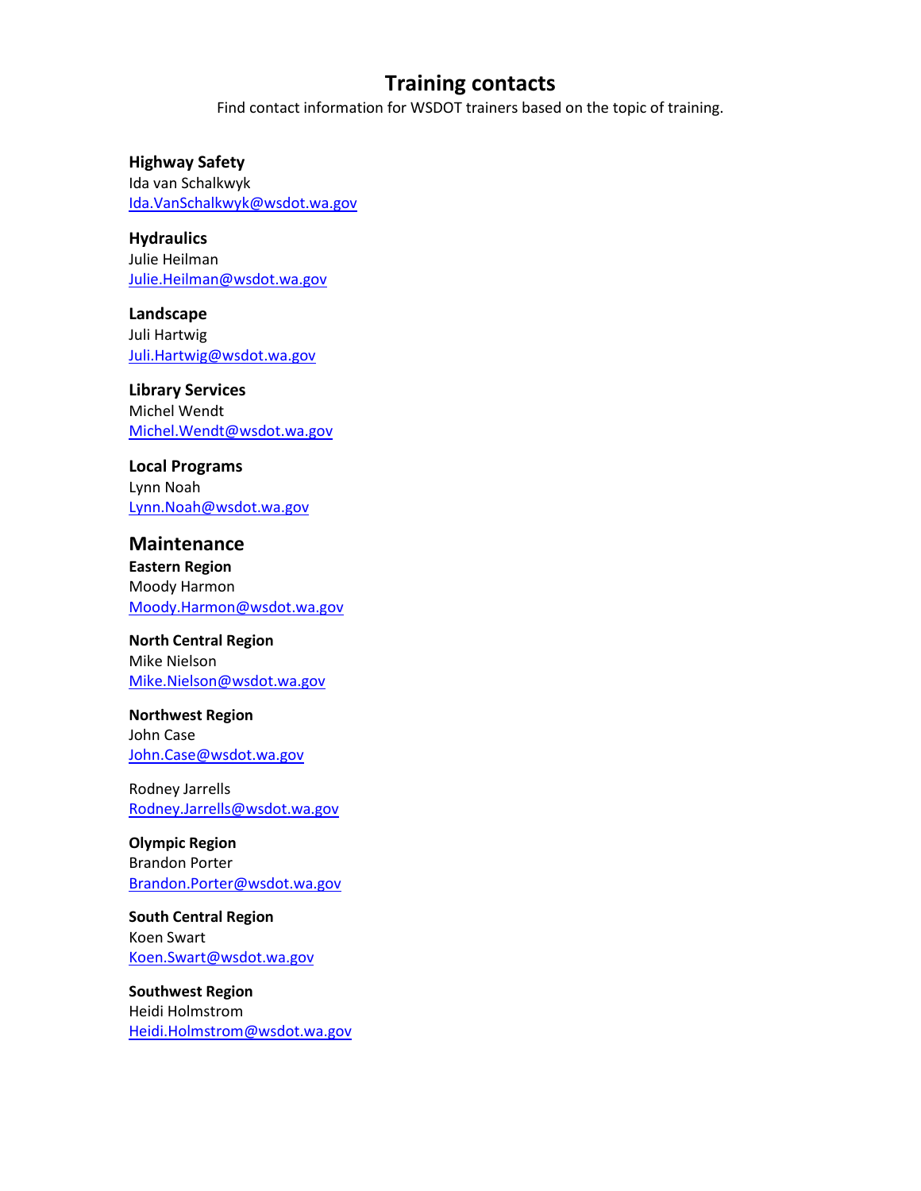# Training contacts

Find contact information for WSDOT trainers based on the topic of training.

**Highway Safety**
Ida van Schalkwyk
Ida.VanSchalkwyk@wsdot.wa.gov

**Hydraulics**
Julie Heilman
Julie.Heilman@wsdot.wa.gov

**Landscape**
Juli Hartwig
Juli.Hartwig@wsdot.wa.gov

**Library Services**
Michel Wendt
Michel.Wendt@wsdot.wa.gov

**Local Programs**
Lynn Noah
Lynn.Noah@wsdot.wa.gov

## Maintenance

**Eastern Region**
Moody Harmon
Moody.Harmon@wsdot.wa.gov

**North Central Region**
Mike Nielson
Mike.Nielson@wsdot.wa.gov

**Northwest Region**
John Case
John.Case@wsdot.wa.gov

Rodney Jarrells
Rodney.Jarrells@wsdot.wa.gov

**Olympic Region**
Brandon Porter
Brandon.Porter@wsdot.wa.gov

**South Central Region**
Koen Swart
Koen.Swart@wsdot.wa.gov

**Southwest Region**
Heidi Holmstrom
Heidi.Holmstrom@wsdot.wa.gov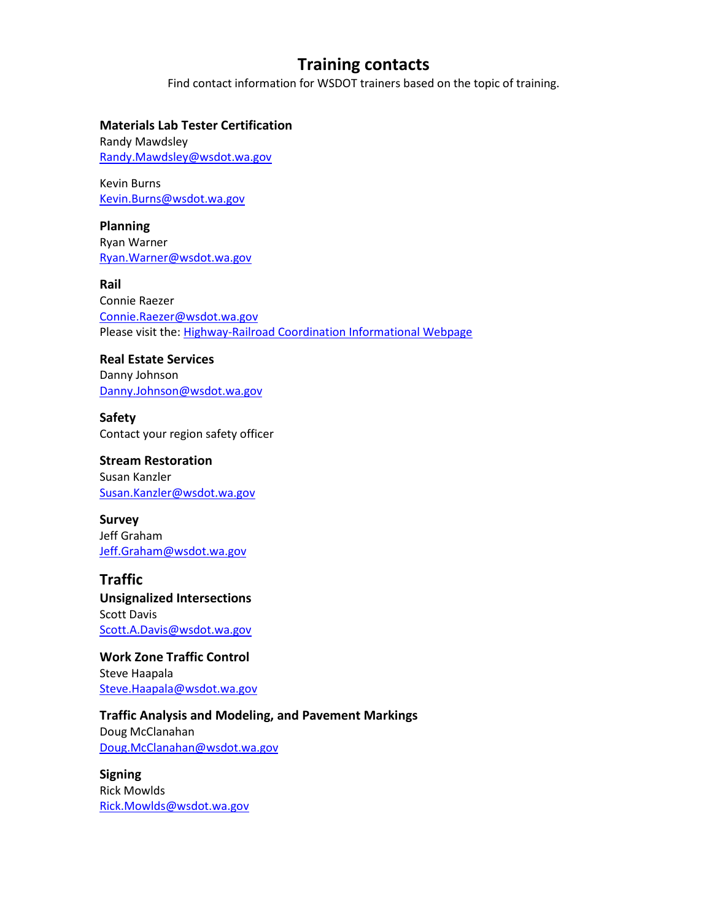# Training contacts

Find contact information for WSDOT trainers based on the topic of training.

### Materials Lab Tester Certification

Randy Mawdsley
Randy.Mawdsley@wsdot.wa.gov

Kevin Burns
Kevin.Burns@wsdot.wa.gov

### Planning

Ryan Warner
Ryan.Warner@wsdot.wa.gov

### Rail

Connie Raezer
Connie.Raezer@wsdot.wa.gov
Please visit the: Highway-Railroad Coordination Informational Webpage

### Real Estate Services

Danny Johnson
Danny.Johnson@wsdot.wa.gov

### Safety

Contact your region safety officer

### Stream Restoration

Susan Kanzler
Susan.Kanzler@wsdot.wa.gov

### Survey

Jeff Graham
Jeff.Graham@wsdot.wa.gov

## Traffic

### Unsignalized Intersections

Scott Davis
Scott.A.Davis@wsdot.wa.gov

### Work Zone Traffic Control

Steve Haapala
Steve.Haapala@wsdot.wa.gov

### Traffic Analysis and Modeling, and Pavement Markings

Doug McClanahan
Doug.McClanahan@wsdot.wa.gov

### Signing

Rick Mowlds
Rick.Mowlds@wsdot.wa.gov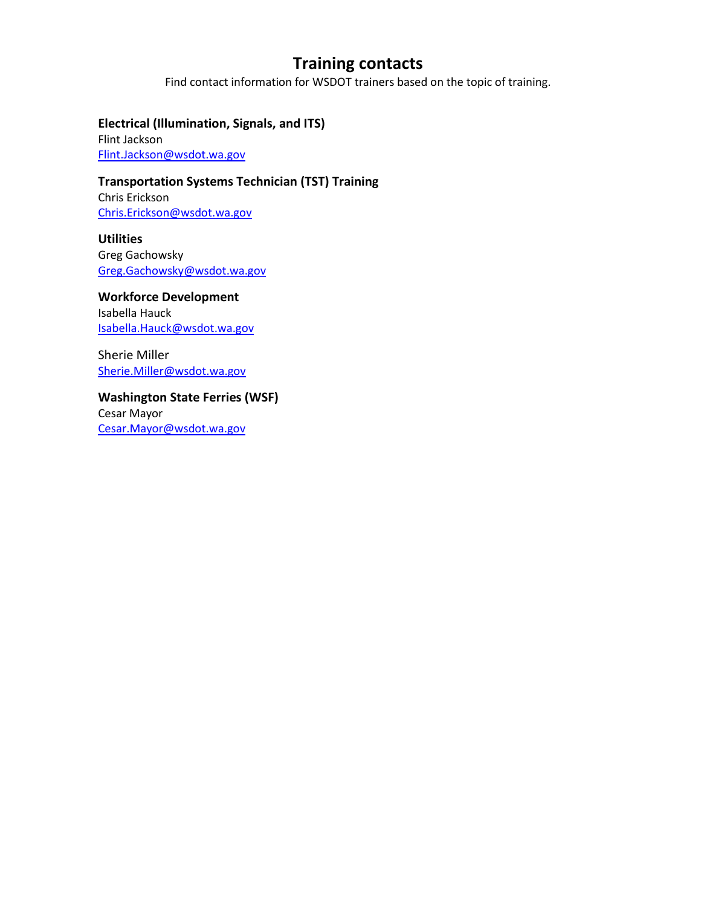# Training contacts

Find contact information for WSDOT trainers based on the topic of training.

**Electrical (Illumination, Signals, and ITS)**
Flint Jackson
Flint.Jackson@wsdot.wa.gov

**Transportation Systems Technician (TST) Training**
Chris Erickson
Chris.Erickson@wsdot.wa.gov

**Utilities**
Greg Gachowsky
Greg.Gachowsky@wsdot.wa.gov

**Workforce Development**
Isabella Hauck
Isabella.Hauck@wsdot.wa.gov

Sherie Miller
Sherie.Miller@wsdot.wa.gov

**Washington State Ferries (WSF)**
Cesar Mayor
Cesar.Mayor@wsdot.wa.gov